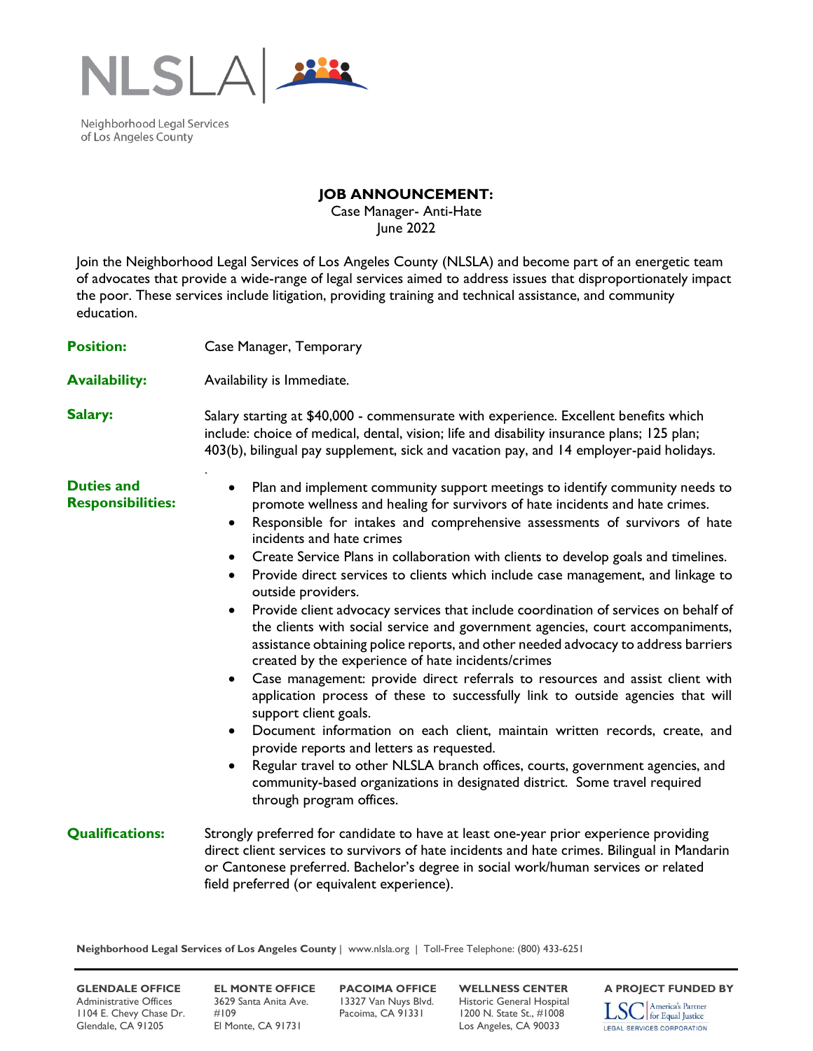NLSLA

Neighborhood Legal Services of Los Angeles County

## JOB ANNOUNCEMENT:

Case Manager- Anti-Hate
June 2022

Join the Neighborhood Legal Services of Los Angeles County (NLSLA) and become part of an energetic team of advocates that provide a wide-range of legal services aimed to address issues that disproportionately impact the poor. These services include litigation, providing training and technical assistance, and community education.

**Position:** Case Manager, Temporary

**Availability:** Availability is Immediate.

**Salary:** Salary starting at $40,000 - commensurate with experience. Excellent benefits which include: choice of medical, dental, vision; life and disability insurance plans; 125 plan; 403(b), bilingual pay supplement, sick and vacation pay, and 14 employer-paid holidays.

**Duties and Responsibilities:**

- Plan and implement community support meetings to identify community needs to promote wellness and healing for survivors of hate incidents and hate crimes.
- Responsible for intakes and comprehensive assessments of survivors of hate incidents and hate crimes
- Create Service Plans in collaboration with clients to develop goals and timelines.
- Provide direct services to clients which include case management, and linkage to outside providers.
- Provide client advocacy services that include coordination of services on behalf of the clients with social service and government agencies, court accompaniments, assistance obtaining police reports, and other needed advocacy to address barriers created by the experience of hate incidents/crimes
- Case management: provide direct referrals to resources and assist client with application process of these to successfully link to outside agencies that will support client goals.
- Document information on each client, maintain written records, create, and provide reports and letters as requested.
- Regular travel to other NLSLA branch offices, courts, government agencies, and community-based organizations in designated district. Some travel required through program offices.

**Qualifications:** Strongly preferred for candidate to have at least one-year prior experience providing direct client services to survivors of hate incidents and hate crimes. Bilingual in Mandarin or Cantonese preferred. Bachelor's degree in social work/human services or related field preferred (or equivalent experience).

**Neighborhood Legal Services of Los Angeles County** | www.nlsla.org | Toll-Free Telephone: (800) 433-6251

**GLENDALE OFFICE**
Administrative Offices
1104 E. Chevy Chase Dr.
Glendale, CA 91205

**EL MONTE OFFICE**
3629 Santa Anita Ave. #109
El Monte, CA 91731

**PACOIMA OFFICE**
13327 Van Nuys Blvd.
Pacoima, CA 91331

**WELLNESS CENTER**
Historic General Hospital
1200 N. State St., #1008
Los Angeles, CA 90033

**A PROJECT FUNDED BY**
LSC America's Partner for Equal Justice
LEGAL SERVICES CORPORATION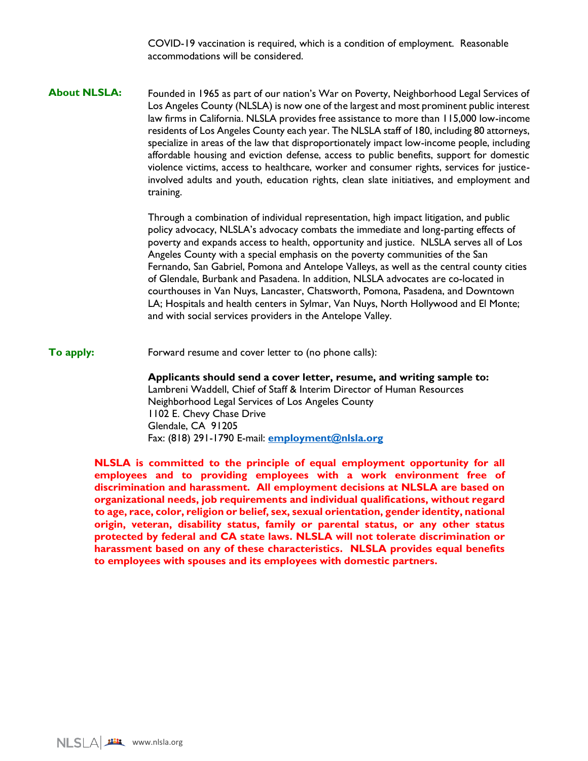COVID-19 vaccination is required, which is a condition of employment. Reasonable accommodations will be considered.

**About NLSLA:**

Founded in 1965 as part of our nation's War on Poverty, Neighborhood Legal Services of Los Angeles County (NLSLA) is now one of the largest and most prominent public interest law firms in California. NLSLA provides free assistance to more than 115,000 low-income residents of Los Angeles County each year. The NLSLA staff of 180, including 80 attorneys, specialize in areas of the law that disproportionately impact low-income people, including affordable housing and eviction defense, access to public benefits, support for domestic violence victims, access to healthcare, worker and consumer rights, services for justice-involved adults and youth, education rights, clean slate initiatives, and employment and training.

Through a combination of individual representation, high impact litigation, and public policy advocacy, NLSLA's advocacy combats the immediate and long-parting effects of poverty and expands access to health, opportunity and justice. NLSLA serves all of Los Angeles County with a special emphasis on the poverty communities of the San Fernando, San Gabriel, Pomona and Antelope Valleys, as well as the central county cities of Glendale, Burbank and Pasadena. In addition, NLSLA advocates are co-located in courthouses in Van Nuys, Lancaster, Chatsworth, Pomona, Pasadena, and Downtown LA; Hospitals and health centers in Sylmar, Van Nuys, North Hollywood and El Monte; and with social services providers in the Antelope Valley.

**To apply:**

Forward resume and cover letter to (no phone calls):

**Applicants should send a cover letter, resume, and writing sample to:**
Lambreni Waddell, Chief of Staff & Interim Director of Human Resources
Neighborhood Legal Services of Los Angeles County
1102 E. Chevy Chase Drive
Glendale, CA 91205
Fax: (818) 291-1790 E-mail: [employment@nlsla.org](mailto:employment@nlsla.org)

**NLSLA is committed to the principle of equal employment opportunity for all employees and to providing employees with a work environment free of discrimination and harassment. All employment decisions at NLSLA are based on organizational needs, job requirements and individual qualifications, without regard to age, race, color, religion or belief, sex, sexual orientation, gender identity, national origin, veteran, disability status, family or parental status, or any other status protected by federal and CA state laws. NLSLA will not tolerate discrimination or harassment based on any of these characteristics. NLSLA provides equal benefits to employees with spouses and its employees with domestic partners.**